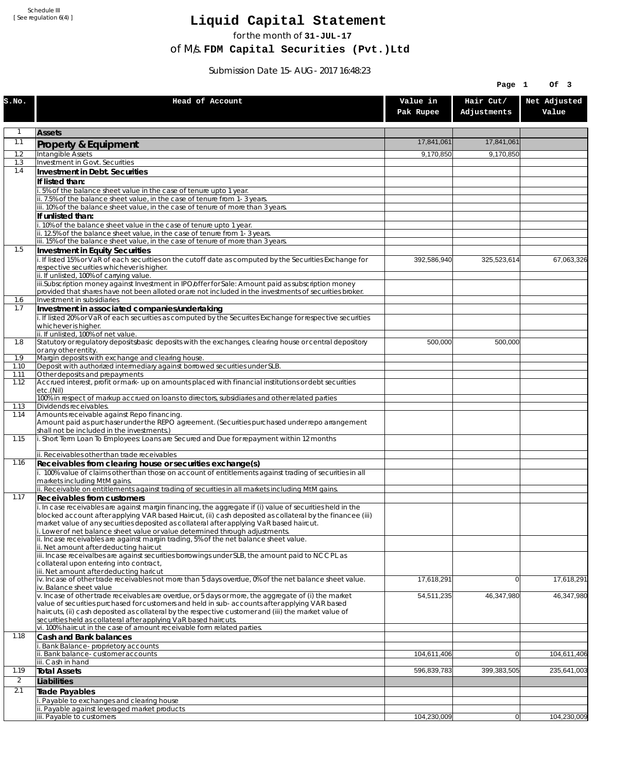Schedule III
[ See regulation 6(4) ]

# Liquid Capital Statement

for the month of **31-JUL-17**

of M/s. **FDM Capital Securities (Pvt.)Ltd**

Submission Date 15-AUG-2017 16:48:23

| S.No. | Head of Account | Value in Pak Rupee | Hair Cut/ Adjustments | Net Adjusted Value |
|---|---|---|---|---|
| 1 | **Assets** | | | |
| 1.1 | **Property & Equipment** | 17,841,061 | 17,841,061 | |
| 1.2 | Intangible Assets | 9,170,850 | 9,170,850 | |
| 1.3 | Investment in Govt. Securities | | | |
| 1.4 | **Investment in Debt. Securities** | | | |
| | **If listed than:** | | | |
| | i. 5% of the balance sheet value in the case of tenure upto 1 year. | | | |
| | ii. 7.5% of the balance sheet value, in the case of tenure from 1-3 years. | | | |
| | iii. 10% of the balance sheet value, in the case of tenure of more than 3 years. | | | |
| | **If unlisted than:** | | | |
| | i. 10% of the balance sheet value in the case of tenure upto 1 year. | | | |
| | ii. 12.5% of the balance sheet value, in the case of tenure from 1-3 years. | | | |
| | iii. 15% of the balance sheet value, in the case of tenure of more than 3 years. | | | |
| 1.5 | **Investment in Equity Securities** | | | |
| | i. If listed 15% or VaR of each securities on the cutoff date as computed by the Securities Exchange for respective securities whichever is higher. | 392,586,940 | 325,523,614 | 67,063,326 |
| | ii. If unlisted, 100% of carrying value. | | | |
| | iii.Subscription money against Investment in IPO/offer for Sale: Amount paid as subscription money provided that shares have not been alloted or are not included in the investments of securities broker. | | | |
| 1.6 | Investment in subsidiaries | | | |
| 1.7 | **Investment in associated companies/undertaking** | | | |
| | i. If listed 20% or VaR of each securities as computed by the Securites Exchange for respective securities whichever is higher. | | | |
| | ii. If unlisted, 100% of net value. | | | |
| 1.8 | Statutory or regulatory deposits/basic deposits with the exchanges, clearing house or central depository or any other entity. | 500,000 | 500,000 | |
| 1.9 | Margin deposits with exchange and clearing house. | | | |
| 1.10 | Deposit with authorized intermediary against borrowed securities under SLB. | | | |
| 1.11 | Other deposits and prepayments | | | |
| 1.12 | Accrued interest, profit or mark-up on amounts placed with financial institutions or debt securities etc.(Nil) | | | |
| | 100% in respect of markup accrued on loans to directors, subsidiaries and other related parties | | | |
| 1.13 | Dividends receivables. | | | |
| 1.14 | Amounts receivable against Repo financing. Amount paid as purchaser under the REPO agreement. (Securities purchased under repo arrangement shall not be included in the investments.) | | | |
| 1.15 | i. Short Term Loan To Employees: Loans are Secured and Due for repayment within 12 months | | | |
| | ii. Receivables other than trade receivables | | | |
| 1.16 | **Receivables from clearing house or securities exchange(s)** | | | |
| | i. 100% value of claims other than those on account of entitlements against trading of securities in all markets including MtM gains. | | | |
| | ii. Receivable on entitlements against trading of securities in all markets including MtM gains. | | | |
| 1.17 | **Receivables from customers** | | | |
| | i. In case receivables are against margin financing, the aggregate if (i) value of securities held in the blocked account after applying VAR based Haircut, (ii) cash deposited as collateral by the financee (iii) market value of any securities deposited as collateral after applying VaR based haircut.<br>i. Lower of net balance sheet value or value determined through adjustments. | | | |
| | ii. Incase receivables are against margin trading, 5% of the net balance sheet value.<br>ii. Net amount after deducting haircut | | | |
| | iii. Incase receivalbes are against securities borrowings under SLB, the amount paid to NCCPL as collateral upon entering into contract,<br>iii. Net amount after deducting haricut | | | |
| | iv. Incase of other trade receivables not more than 5 days overdue, 0% of the net balance sheet value.<br>iv. Balance sheet value | 17,618,291 | 0 | 17,618,291 |
| | v. Incase of other trade receivables are overdue, or 5 days or more, the aggregate of (i) the market value of securities purchased for customers and held in sub-accounts after applying VAR based haircuts, (ii) cash deposited as collateral by the respective customer and (iii) the market value of securities held as collateral after applying VaR based haircuts.<br>vi. 100% haircut in the case of amount receivable form related parties. | 54,511,235 | 46,347,980 | 46,347,980 |
| 1.18 | **Cash and Bank balances** | | | |
| | i. Bank Balance-proprietory accounts | | | |
| | ii. Bank balance-customer accounts | 104,611,406 | 0 | 104,611,406 |
| | iii. Cash in hand | | | |
| 1.19 | **Total Assets** | 596,839,783 | 399,383,505 | 235,641,003 |
| 2 | **Liabilities** | | | |
| 2.1 | **Trade Payables** | | | |
| | i. Payable to exchanges and clearing house | | | |
| | ii. Payable against leveraged market products | | | |
| | iii. Payable to customers | 104,230,009 | 0 | 104,230,009 |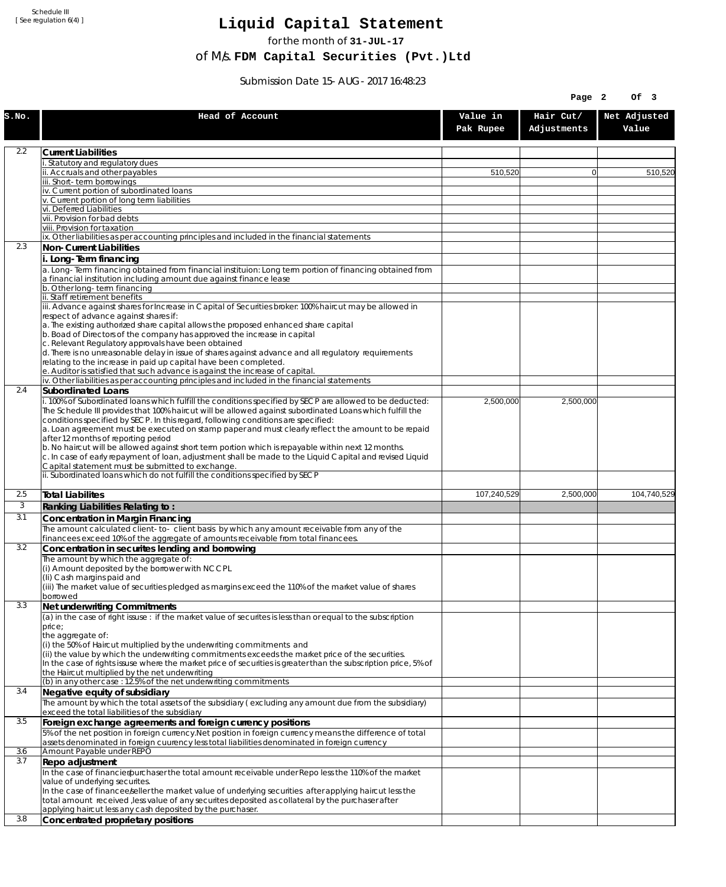Schedule III
[ See regulation 6(4) ]

# Liquid Capital Statement

for the month of **31-JUL-17**

of M/s. **FDM Capital Securities (Pvt.)Ltd**

Submission Date 15-AUG-2017 16:48:23

| S.No. | Head of Account | Value in Pak Rupee | Hair Cut/ Adjustments | Net Adjusted Value |
|---|---|---|---|---|
| 2.2 | **Current Liabilities** | | | |
| | i. Statutory and regulatory dues | | | |
| | ii. Accruals and other payables | 510,520 | 0 | 510,520 |
| | iii. Short-term borrowings | | | |
| | iv. Current portion of subordinated loans | | | |
| | v. Current portion of long term liabilities | | | |
| | vi. Deferred Liabilities | | | |
| | vii. Provision for bad debts | | | |
| | viii. Provision for taxation | | | |
| | ix. Other liabilities as per accounting principles and included in the financial statements | | | |
| 2.3 | **Non-Current Liabilities** | | | |
| | **i. Long-Term financing** | | | |
| | a. Long-Term financing obtained from financial instituion: Long term portion of financing obtained from a financial institution including amount due against finance lease | | | |
| | b. Other long-term financing | | | |
| | ii. Staff retirement benefits | | | |
| | iii. Advance against shares for Increase in Capital of Securities broker: 100% haircut may be allowed in respect of advance against shares if:<br>a. The existing authorized share capital allows the proposed enhanced share capital<br>b. Boad of Directors of the company has approved the increase in capital<br>c. Relevant Regulatory approvals have been obtained<br>d. There is no unreasonable delay in issue of shares against advance and all regulatory requirements relating to the increase in paid up capital have been completed.<br>e. Auditor is satisfied that such advance is against the increase of capital. | | | |
| | iv. Other liabilities as per accounting principles and included in the financial statements | | | |
| 2.4 | **Subordinated Loans** | | | |
| | i. 100% of Subordinated loans which fulfill the conditions specified by SECP are allowed to be deducted:<br>The Schedule III provides that 100% haircut will be allowed against subordinated Loans which fulfill the conditions specified by SECP. In this regard, following conditions are specified:<br>a. Loan agreement must be executed on stamp paper and must clearly reflect the amount to be repaid after 12 months of reporting period<br>b. No haircut will be allowed against short term portion which is repayable within next 12 months.<br>c. In case of early repayment of loan, adjustment shall be made to the Liquid Capital and revised Liquid Capital statement must be submitted to exchange. | 2,500,000 | 2,500,000 | |
| | ii. Subordinated loans which do not fulfill the conditions specified by SECP | | | |
| 2.5 | **Total Liabilites** | 107,240,529 | 2,500,000 | 104,740,529 |
| 3 | **Ranking Liabilities Relating to :** | | | |
| 3.1 | **Concentration in Margin Financing** | | | |
| | The amount calculated client-to- client basis by which any amount receivable from any of the financees exceed 10% of the aggregate of amounts receivable from total financees. | | | |
| 3.2 | **Concentration in securites lending and borrowing** | | | |
| | The amount by which the aggregate of:<br>(i) Amount deposited by the borrower with NCCPL<br>(Ii) Cash margins paid and<br>(iii) The market value of securities pledged as margins exceed the 110% of the market value of shares borrowed | | | |
| 3.3 | **Net underwriting Commitments** | | | |
| | (a) in the case of right issuse : if the market value of securites is less than or equal to the subscription price;<br>the aggregate of:<br>(i) the 50% of Haircut multiplied by the underwriting commitments and<br>(ii) the value by which the underwriting commitments exceeds the market price of the securities.<br>In the case of rights issuse where the market price of securities is greater than the subscription price, 5% of the Haircut multiplied by the net underwriting | | | |
| | (b) in any other case : 12.5% of the net underwriting commitments | | | |
| 3.4 | **Negative equity of subsidiary** | | | |
| | The amount by which the total assets of the subsidiary ( excluding any amount due from the subsidiary) exceed the total liabilities of the subsidiary | | | |
| 3.5 | **Foreign exchange agreements and foreign currency positions** | | | |
| | 5% of the net position in foreign currency.Net position in foreign currency means the difference of total assets denominated in foreign cuurency less total liabilities denominated in foreign currency | | | |
| 3.6 | Amount Payable under REPO | | | |
| 3.7 | **Repo adjustment** | | | |
| | In the case of financier/purchaser the total amount receivable under Repo less the 110% of the market value of underlying securites.<br>In the case of financee/seller the market value of underlying securities after applying haircut less the total amount received ,less value of any securites deposited as collateral by the purchaser after applying haircut less any cash deposited by the purchaser. | | | |
| 3.8 | **Concentrated proprietary positions** | | | |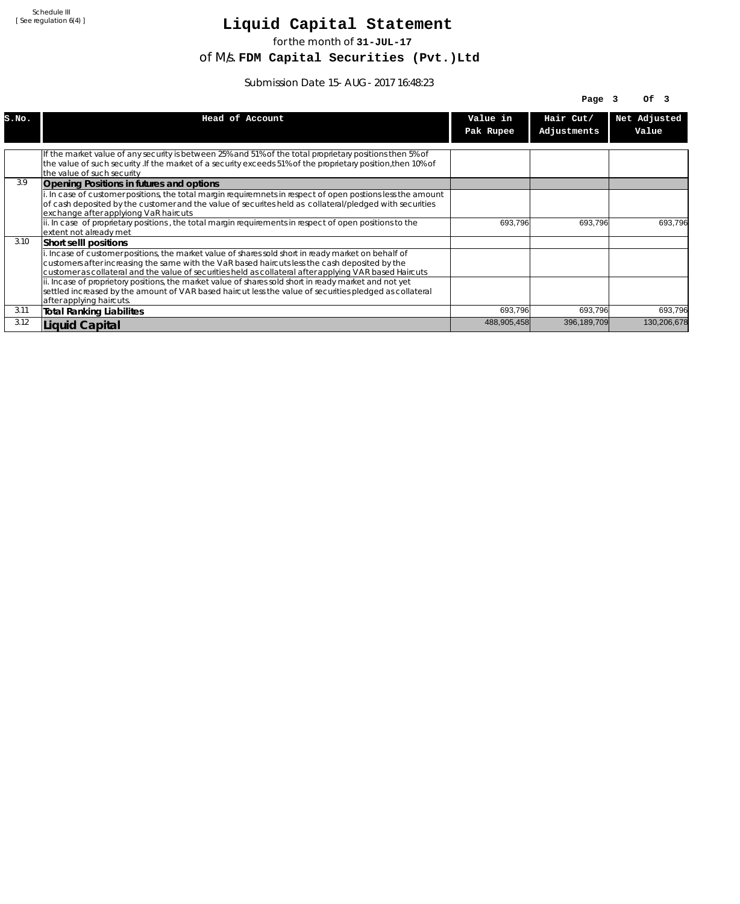Schedule III
[ See regulation 6(4) ]

# Liquid Capital Statement

for the month of **31-JUL-17**

of M/s. **FDM Capital Securities (Pvt.)Ltd**

Submission Date 15-AUG-2017 16:48:23

| S.No. | Head of Account | Value in Pak Rupee | Hair Cut/ Adjustments | Net Adjusted Value |
|---|---|---|---|---|
| | If the market value of any security is between 25% and 51% of the total proprietary positions then 5% of the value of such security .If the market of a security exceeds 51% of the proprietary position,then 10% of the value of such security | | | |
| 3.9 | **Opening Positions in futures and options** | | | |
| | i. In case of customer positions, the total margin requiremnets in respect of open postions less the amount of cash deposited by the customer and the value of securites held as collateral/pledged with securities exchange after applyiong VaR haircuts | | | |
| | ii. In case of proprietary positions , the total margin requirements in respect of open positions to the extent not already met | 693,796 | 693,796 | 693,796 |
| 3.10 | **Short selll positions** | | | |
| | i. Incase of customer positions, the market value of shares sold short in ready market on behalf of customers after increasing the same with the VaR based haircuts less the cash deposited by the customer as collateral and the value of securities held as collateral after applying VAR based Haircuts | | | |
| | ii. Incase of proprietory positions, the market value of shares sold short in ready market and not yet settled increased by the amount of VAR based haircut less the value of securities pledged as collateral after applying haircuts. | | | |
| 3.11 | **Total Ranking Liabilites** | 693,796 | 693,796 | 693,796 |
| 3.12 | **Liquid Capital** | 488,905,458 | 396,189,709 | 130,206,678 |